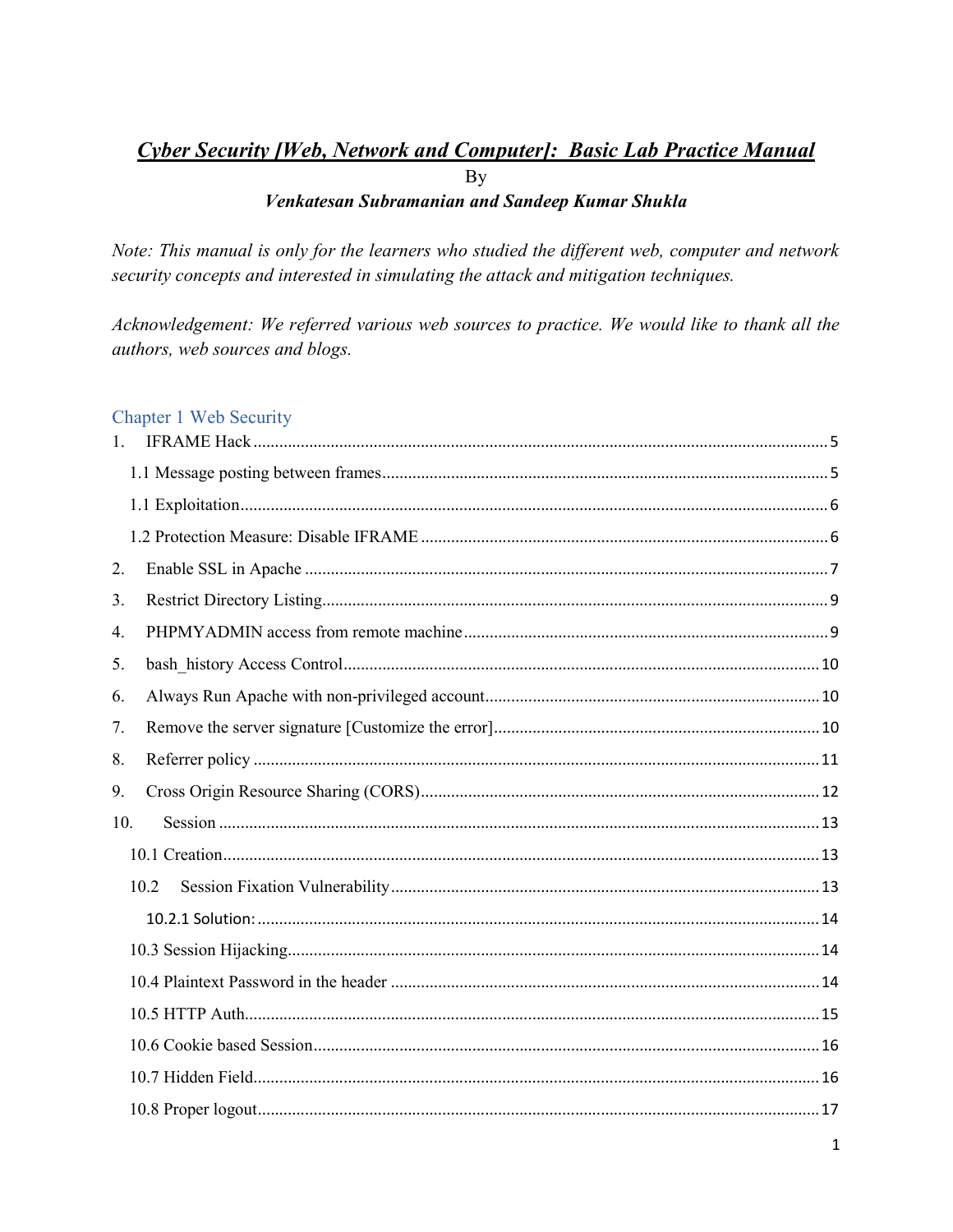# *Cyber Security [Web, Network and Computer]: Basic Lab Practice Manual*

By

***Venkatesan Subramanian and Sandeep Kumar Shukla***

*Note: This manual is only for the learners who studied the different web, computer and network security concepts and interested in simulating the attack and mitigation techniques.*

*Acknowledgement: We referred various web sources to practice. We would like to thank all the authors, web sources and blogs.*

## Chapter 1 Web Security

1. IFRAME Hack ..... 5
   - 1.1 Message posting between frames ..... 5
   - 1.1 Exploitation ..... 6
   - 1.2 Protection Measure: Disable IFRAME ..... 6
2. Enable SSL in Apache ..... 7
3. Restrict Directory Listing ..... 9
4. PHPMYADMIN access from remote machine ..... 9
5. bash_history Access Control ..... 10
6. Always Run Apache with non-privileged account ..... 10
7. Remove the server signature [Customize the error] ..... 10
8. Referrer policy ..... 11
9. Cross Origin Resource Sharing (CORS) ..... 12
10. Session ..... 13
    - 10.1 Creation ..... 13
    - 10.2 Session Fixation Vulnerability ..... 13
      - 10.2.1 Solution: ..... 14
    - 10.3 Session Hijacking ..... 14
    - 10.4 Plaintext Password in the header ..... 14
    - 10.5 HTTP Auth ..... 15
    - 10.6 Cookie based Session ..... 16
    - 10.7 Hidden Field ..... 16
    - 10.8 Proper logout ..... 17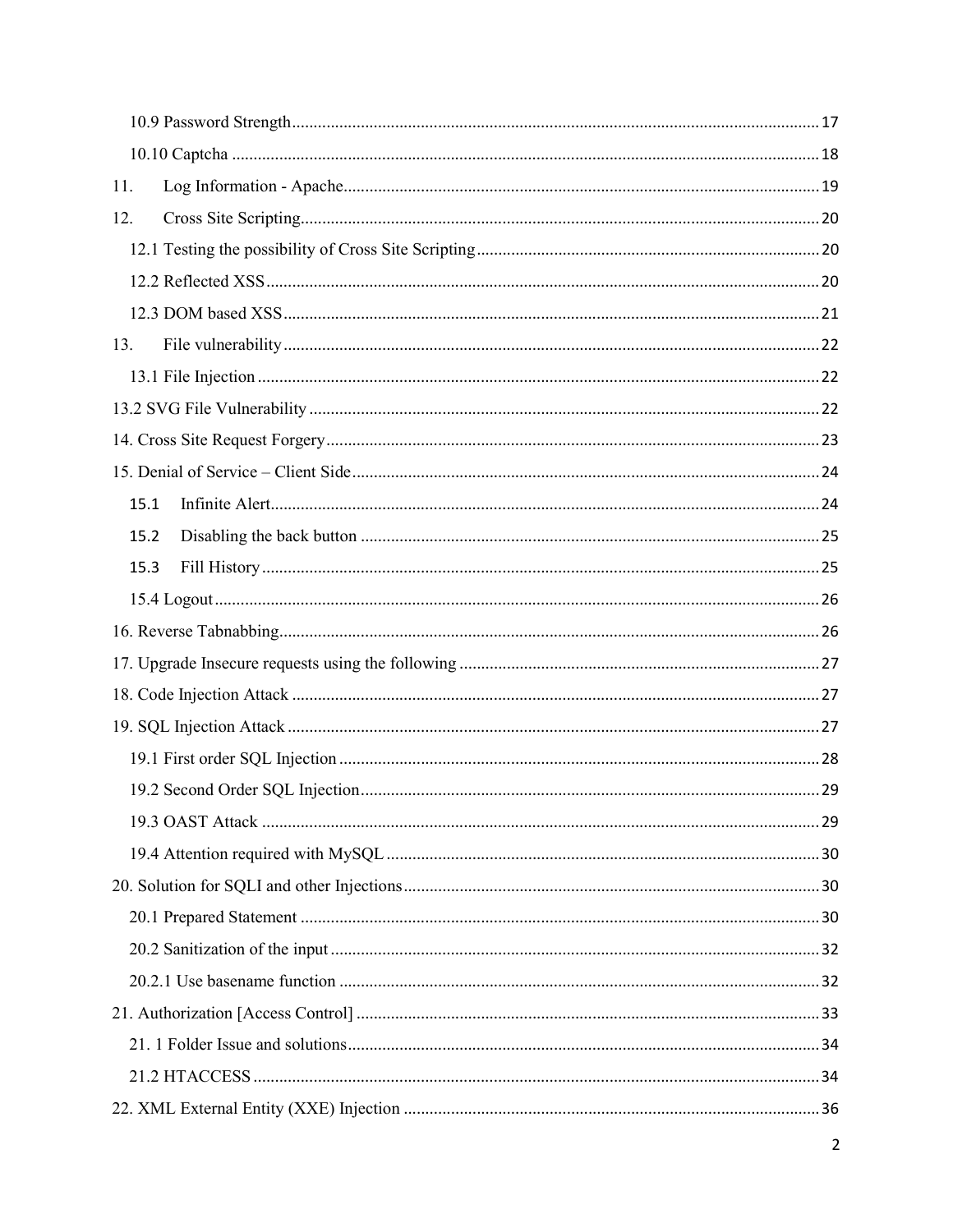10.9 Password Strength ........................................................................................................ 17

10.10 Captcha ........................................................................................................ 18

11. Log Information - Apache ........................................................................................................ 19

12. Cross Site Scripting ........................................................................................................ 20

12.1 Testing the possibility of Cross Site Scripting ........................................................................................................ 20

12.2 Reflected XSS ........................................................................................................ 20

12.3 DOM based XSS ........................................................................................................ 21

13. File vulnerability ........................................................................................................ 22

13.1 File Injection ........................................................................................................ 22

13.2 SVG File Vulnerability ........................................................................................................ 22

14. Cross Site Request Forgery ........................................................................................................ 23

15. Denial of Service – Client Side ........................................................................................................ 24

15.1 Infinite Alert ........................................................................................................ 24

15.2 Disabling the back button ........................................................................................................ 25

15.3 Fill History ........................................................................................................ 25

15.4 Logout ........................................................................................................ 26

16. Reverse Tabnabbing ........................................................................................................ 26

17. Upgrade Insecure requests using the following ........................................................................................................ 27

18. Code Injection Attack ........................................................................................................ 27

19. SQL Injection Attack ........................................................................................................ 27

19.1 First order SQL Injection ........................................................................................................ 28

19.2 Second Order SQL Injection ........................................................................................................ 29

19.3 OAST Attack ........................................................................................................ 29

19.4 Attention required with MySQL ........................................................................................................ 30

20. Solution for SQLI and other Injections ........................................................................................................ 30

20.1 Prepared Statement ........................................................................................................ 30

20.2 Sanitization of the input ........................................................................................................ 32

20.2.1 Use basename function ........................................................................................................ 32

21. Authorization [Access Control] ........................................................................................................ 33

21. 1 Folder Issue and solutions ........................................................................................................ 34

21.2 HTACCESS ........................................................................................................ 34

22. XML External Entity (XXE) Injection ........................................................................................................ 36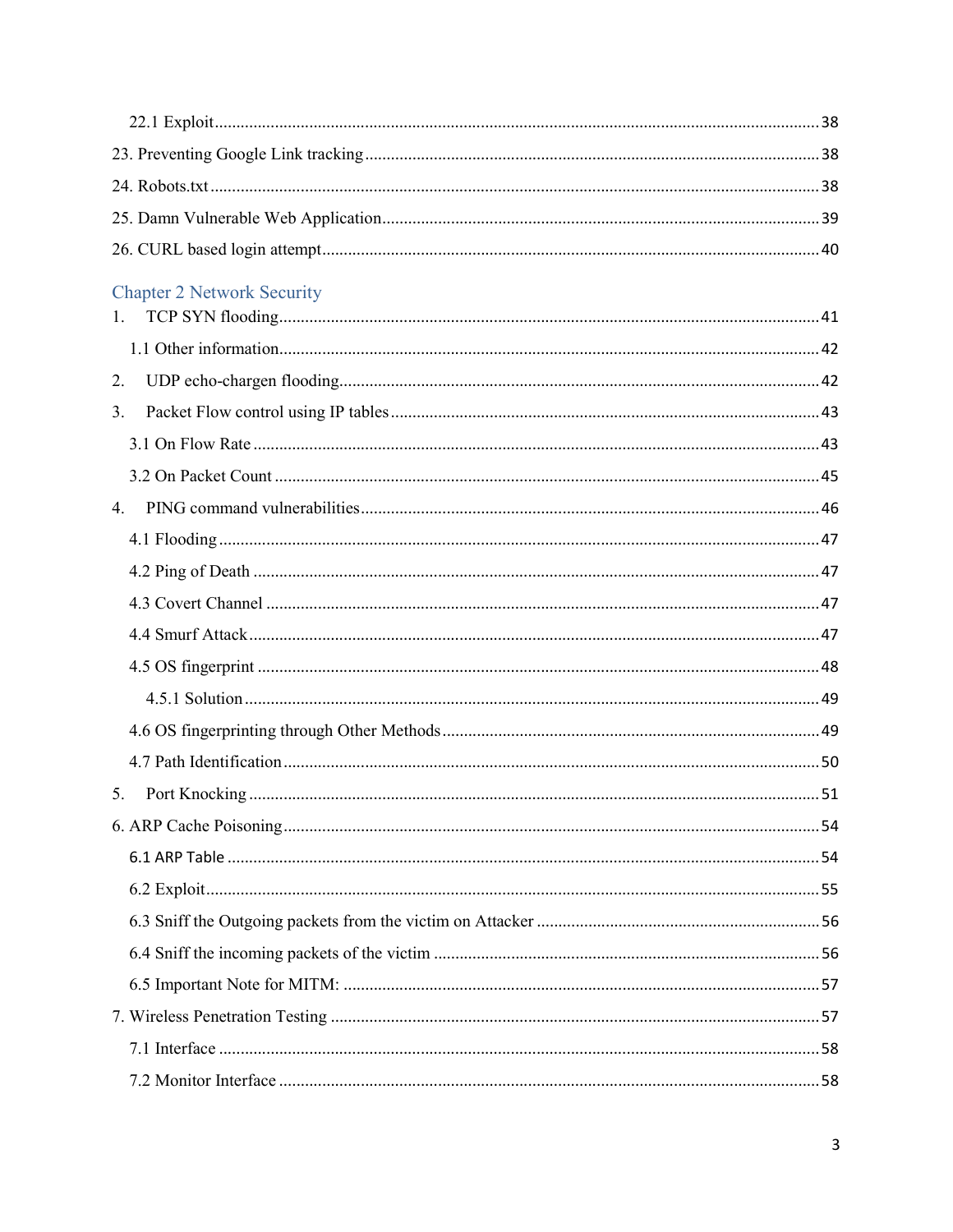22.1 Exploit ........................................................................................................................................ 38

23. Preventing Google Link tracking ........................................................................................................ 38

24. Robots.txt ............................................................................................................................................ 38

25. Damn Vulnerable Web Application .................................................................................................... 39

26. CURL based login attempt .................................................................................................................. 40

## Chapter 2 Network Security

1. TCP SYN flooding ............................................................................................................................ 41

1.1 Other information ............................................................................................................................ 42

2. UDP echo-chargen flooding ............................................................................................................... 42

3. Packet Flow control using IP tables .................................................................................................. 43

3.1 On Flow Rate ................................................................................................................................... 43

3.2 On Packet Count .............................................................................................................................. 45

4. PING command vulnerabilities .......................................................................................................... 46

4.1 Flooding ........................................................................................................................................... 47

4.2 Ping of Death ................................................................................................................................... 47

4.3 Covert Channel ................................................................................................................................ 47

4.4 Smurf Attack .................................................................................................................................... 47

4.5 OS fingerprint .................................................................................................................................. 48

4.5.1 Solution ......................................................................................................................................... 49

4.6 OS fingerprinting through Other Methods ....................................................................................... 49

4.7 Path Identification ............................................................................................................................ 50

5. Port Knocking ..................................................................................................................................... 51

6. ARP Cache Poisoning ......................................................................................................................... 54

6.1 ARP Table ........................................................................................................................................ 54

6.2 Exploit .............................................................................................................................................. 55

6.3 Sniff the Outgoing packets from the victim on Attacker ................................................................. 56

6.4 Sniff the incoming packets of the victim ......................................................................................... 56

6.5 Important Note for MITM: .............................................................................................................. 57

7. Wireless Penetration Testing .............................................................................................................. 57

7.1 Interface ........................................................................................................................................... 58

7.2 Monitor Interface ............................................................................................................................. 58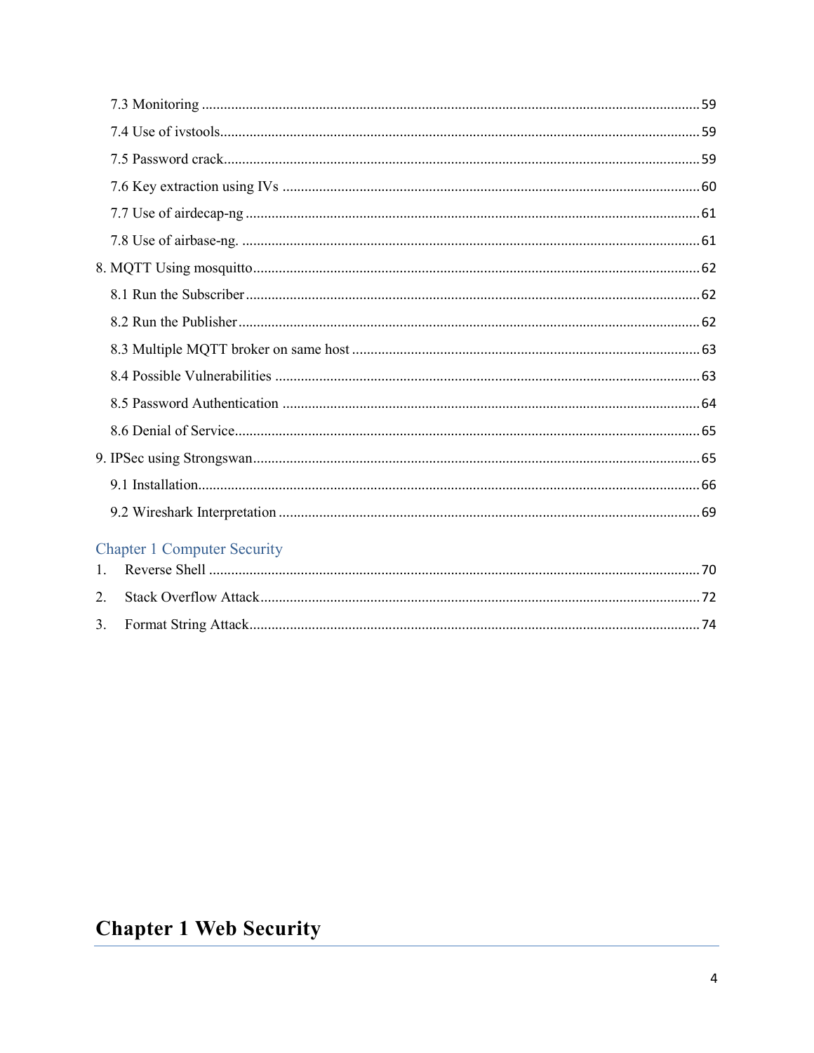7.3 Monitoring ....................................................................................................................... 59

7.4 Use of ivstools........................................................................................................................ 59

7.5 Password crack........................................................................................................................ 59

7.6 Key extraction using IVs ........................................................................................................ 60

7.7 Use of airdecap-ng ................................................................................................................. 61

7.8 Use of airbase-ng. .................................................................................................................. 61

8. MQTT Using mosquitto............................................................................................................ 62

8.1 Run the Subscriber ................................................................................................................. 62

8.2 Run the Publisher ................................................................................................................... 62

8.3 Multiple MQTT broker on same host .................................................................................... 63

8.4 Possible Vulnerabilities .......................................................................................................... 63

8.5 Password Authentication ........................................................................................................ 64

8.6 Denial of Service..................................................................................................................... 65

9. IPSec using Strongswan............................................................................................................ 65

9.1 Installation.............................................................................................................................. 66

9.2 Wireshark Interpretation ........................................................................................................ 69

## Chapter 1 Computer Security

1. Reverse Shell ........................................................................................................................ 70
2. Stack Overflow Attack........................................................................................................... 72
3. Format String Attack.............................................................................................................. 74

# Chapter 1 Web Security